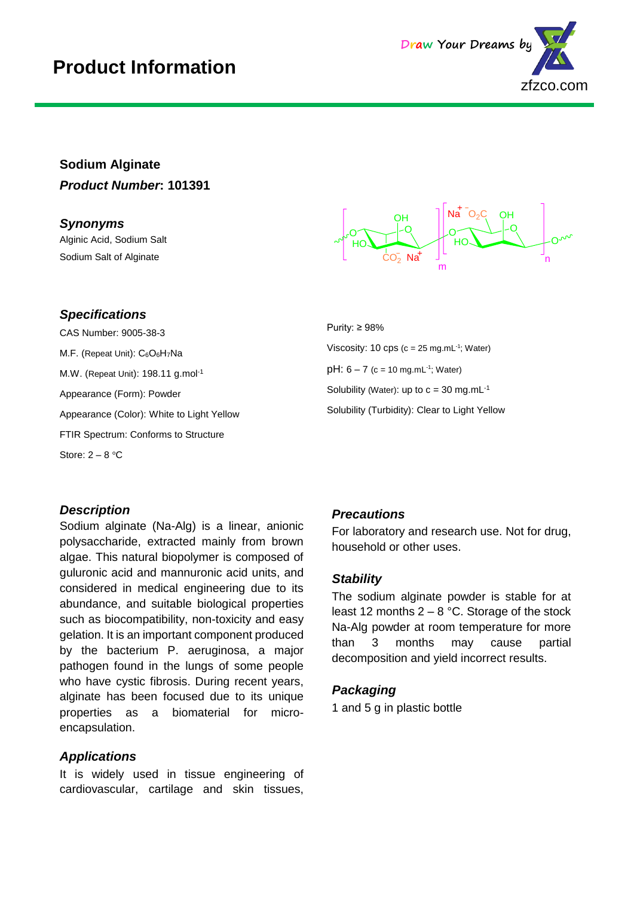# Product Information

**Sodium Alginate**

***Product Number*: 101391**

### *Synonyms*

Alginic Acid, Sodium Salt

Sodium Salt of Alginate

### *Specifications*

CAS Number: 9005-38-3

M.F. (Repeat Unit): $C_6O_6H_7Na$

M.W. (Repeat Unit): 198.11 g.mol$^{-1}$

Appearance (Form): Powder

Appearance (Color): White to Light Yellow

FTIR Spectrum: Conforms to Structure

Store: 2 – 8 °C

Purity: ≥ 98%

Viscosity: 10 cps (c = 25 mg.mL$^{-1}$; Water)

pH: 6 – 7 (c = 10 mg.mL$^{-1}$; Water)

Solubility (Water): up to c = 30 mg.mL$^{-1}$

Solubility (Turbidity): Clear to Light Yellow

### *Description*

Sodium alginate (Na-Alg) is a linear, anionic polysaccharide, extracted mainly from brown algae. This natural biopolymer is composed of guluronic acid and mannuronic acid units, and considered in medical engineering due to its abundance, and suitable biological properties such as biocompatibility, non-toxicity and easy gelation. It is an important component produced by the bacterium P. aeruginosa, a major pathogen found in the lungs of some people who have cystic fibrosis. During recent years, alginate has been focused due to its unique properties as a biomaterial for micro-encapsulation.

### *Applications*

It is widely used in tissue engineering of cardiovascular, cartilage and skin tissues,

### *Precautions*

For laboratory and research use. Not for drug, household or other uses.

### *Stability*

The sodium alginate powder is stable for at least 12 months 2 – 8 °C. Storage of the stock Na-Alg powder at room temperature for more than 3 months may cause partial decomposition and yield incorrect results.

### *Packaging*

1 and 5 g in plastic bottle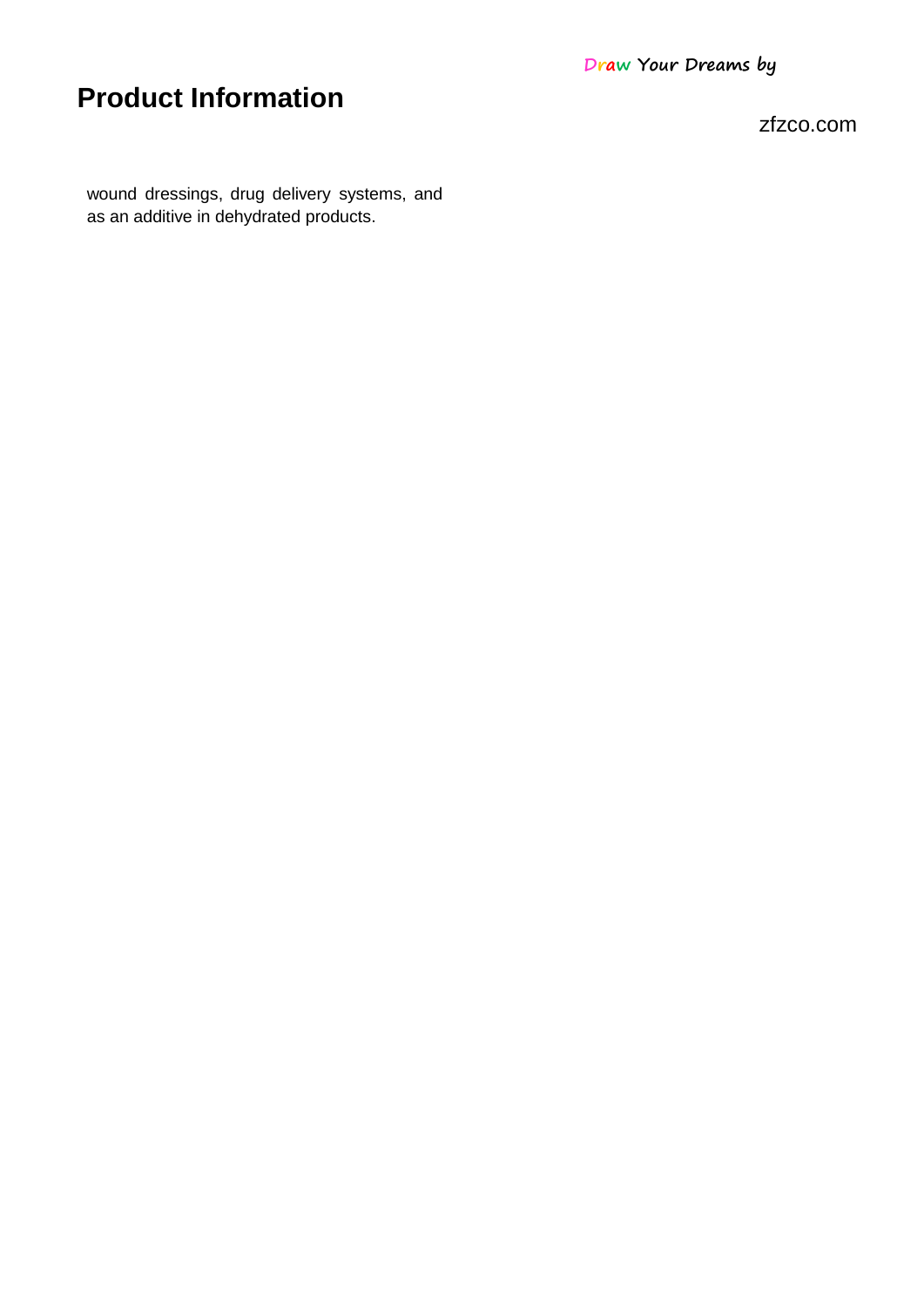wound dressings, drug delivery systems, and as an additive in dehydrated products.